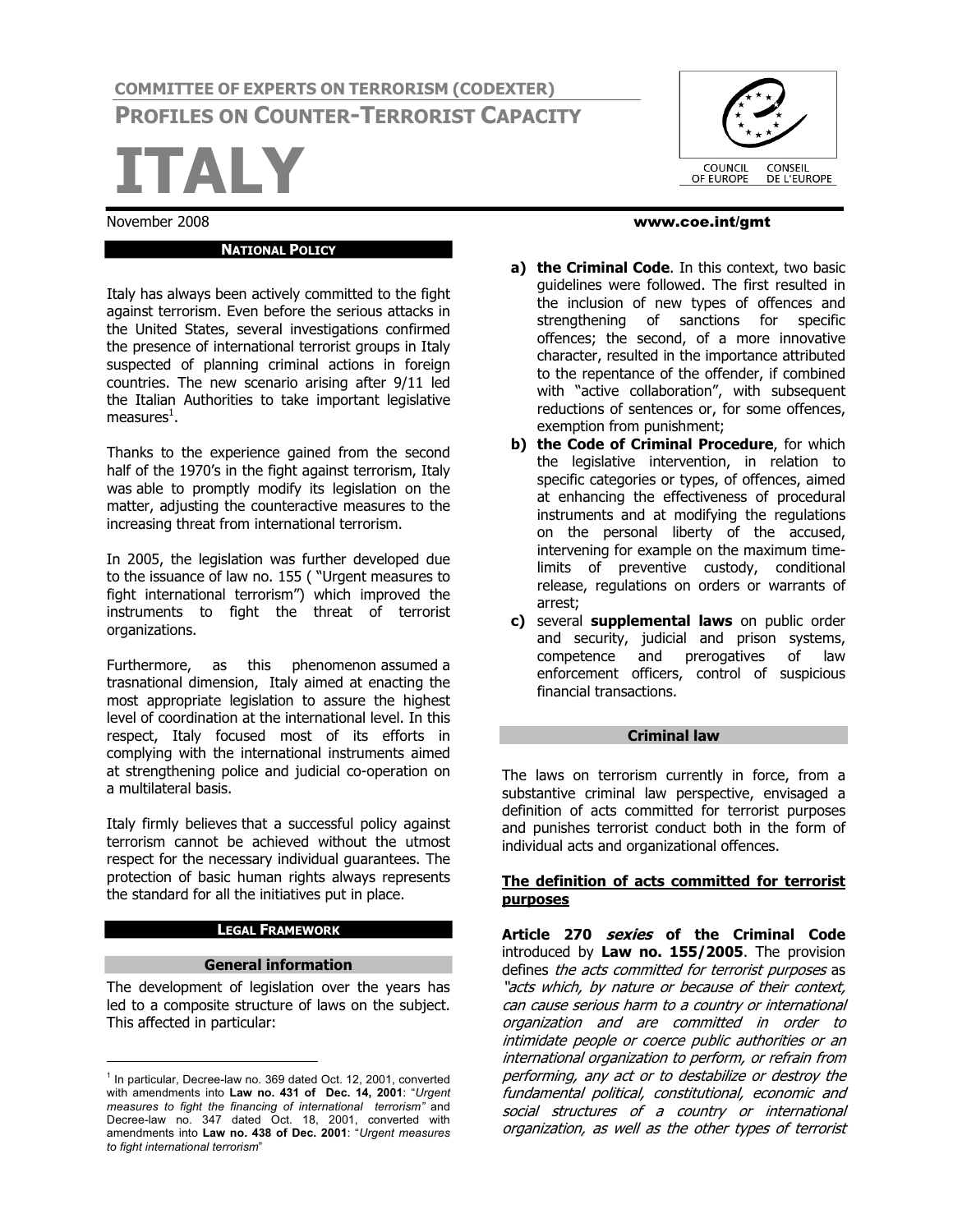**COMMITTEE OF EXPERTS ON TERRORISM (CODEXTER)**

**PROFILES ON COUNTER-TERRORIST CAPACITY**

# ITALY

November 2008

www.coe.int/gmt

## NATIONAL POLICY

Italy has always been actively committed to the fight against terrorism. Even before the serious attacks in the United States, several investigations confirmed the presence of international terrorist groups in Italy suspected of planning criminal actions in foreign countries. The new scenario arising after 9/11 led the Italian Authorities to take important legislative measures[1].

Thanks to the experience gained from the second half of the 1970's in the fight against terrorism, Italy was able to promptly modify its legislation on the matter, adjusting the counteractive measures to the increasing threat from international terrorism.

In 2005, the legislation was further developed due to the issuance of law no. 155 ( "Urgent measures to fight international terrorism") which improved the instruments to fight the threat of terrorist organizations.

Furthermore, as this phenomenon assumed a trasnational dimension, Italy aimed at enacting the most appropriate legislation to assure the highest level of coordination at the international level. In this respect, Italy focused most of its efforts in complying with the international instruments aimed at strengthening police and judicial co-operation on a multilateral basis.

Italy firmly believes that a successful policy against terrorism cannot be achieved without the utmost respect for the necessary individual guarantees. The protection of basic human rights always represents the standard for all the initiatives put in place.

## LEGAL FRAMEWORK

### General information

The development of legislation over the years has led to a composite structure of laws on the subject. This affected in particular:

- **a) the Criminal Code**. In this context, two basic guidelines were followed. The first resulted in the inclusion of new types of offences and strengthening of sanctions for specific offences; the second, of a more innovative character, resulted in the importance attributed to the repentance of the offender, if combined with "active collaboration", with subsequent reductions of sentences or, for some offences, exemption from punishment;
- **b) the Code of Criminal Procedure**, for which the legislative intervention, in relation to specific categories or types, of offences, aimed at enhancing the effectiveness of procedural instruments and at modifying the regulations on the personal liberty of the accused, intervening for example on the maximum time-limits of preventive custody, conditional release, regulations on orders or warrants of arrest;
- **c)** several **supplemental laws** on public order and security, judicial and prison systems, competence and prerogatives of law enforcement officers, control of suspicious financial transactions.

### Criminal law

The laws on terrorism currently in force, from a substantive criminal law perspective, envisaged a definition of acts committed for terrorist purposes and punishes terrorist conduct both in the form of individual acts and organizational offences.

**The definition of acts committed for terrorist purposes**

**Article 270 *sexies* of the Criminal Code** introduced by **Law no. 155/2005**. The provision defines *the acts committed for terrorist purposes* as *"acts which, by nature or because of their context, can cause serious harm to a country or international organization and are committed in order to intimidate people or coerce public authorities or an international organization to perform, or refrain from performing, any act or to destabilize or destroy the fundamental political, constitutional, economic and social structures of a country or international organization, as well as the other types of terrorist*

[1] In particular, Decree-law no. 369 dated Oct. 12, 2001, converted with amendments into **Law no. 431 of Dec. 14, 2001**: "*Urgent measures to fight the financing of international terrorism*" and Decree-law no. 347 dated Oct. 18, 2001, converted with amendments into **Law no. 438 of Dec. 2001**: "*Urgent measures to fight international terrorism*"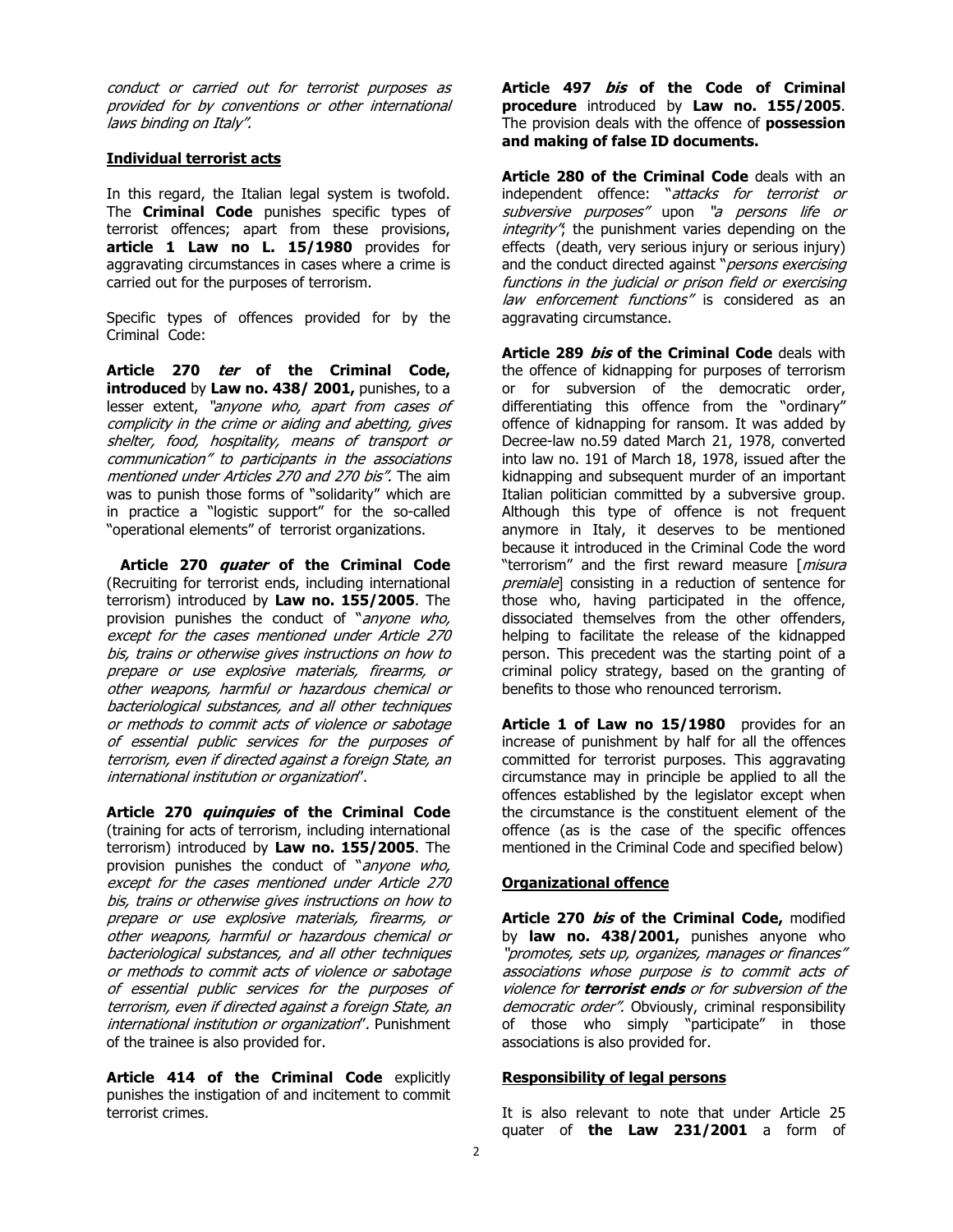*conduct or carried out for terrorist purposes as provided for by conventions or other international laws binding on Italy".*

**Individual terrorist acts**

In this regard, the Italian legal system is twofold. The **Criminal Code** punishes specific types of terrorist offences; apart from these provisions, **article 1 Law no L. 15/1980** provides for aggravating circumstances in cases where a crime is carried out for the purposes of terrorism.

Specific types of offences provided for by the Criminal Code:

**Article 270 *ter* of the Criminal Code, introduced** by **Law no. 438/ 2001,** punishes, to a lesser extent, *"anyone who, apart from cases of complicity in the crime or aiding and abetting, gives shelter, food, hospitality, means of transport or communication" to participants in the associations mentioned under Articles 270 and 270 bis".* The aim was to punish those forms of "solidarity" which are in practice a "logistic support" for the so-called "operational elements" of terrorist organizations.

**Article 270 *quater* of the Criminal Code** (Recruiting for terrorist ends, including international terrorism) introduced by **Law no. 155/2005**. The provision punishes the conduct of "*anyone who, except for the cases mentioned under Article 270 bis, trains or otherwise gives instructions on how to prepare or use explosive materials, firearms, or other weapons, harmful or hazardous chemical or bacteriological substances, and all other techniques or methods to commit acts of violence or sabotage of essential public services for the purposes of terrorism, even if directed against a foreign State, an international institution or organization*".

**Article 270 *quinquies* of the Criminal Code** (training for acts of terrorism, including international terrorism) introduced by **Law no. 155/2005**. The provision punishes the conduct of "*anyone who, except for the cases mentioned under Article 270 bis, trains or otherwise gives instructions on how to prepare or use explosive materials, firearms, or other weapons, harmful or hazardous chemical or bacteriological substances, and all other techniques or methods to commit acts of violence or sabotage of essential public services for the purposes of terrorism, even if directed against a foreign State, an international institution or organization*". Punishment of the trainee is also provided for.

**Article 414 of the Criminal Code** explicitly punishes the instigation of and incitement to commit terrorist crimes.

**Article 497 *bis* of the Code of Criminal procedure** introduced by **Law no. 155/2005**. The provision deals with the offence of **possession and making of false ID documents.**

**Article 280 of the Criminal Code** deals with an independent offence: "*attacks for terrorist or subversive purposes"* upon *"a persons life or integrity"*; the punishment varies depending on the effects (death, very serious injury or serious injury) and the conduct directed against "*persons exercising functions in the judicial or prison field or exercising law enforcement functions"* is considered as an aggravating circumstance.

**Article 289 *bis* of the Criminal Code** deals with the offence of kidnapping for purposes of terrorism or for subversion of the democratic order, differentiating this offence from the "ordinary" offence of kidnapping for ransom. It was added by Decree-law no.59 dated March 21, 1978, converted into law no. 191 of March 18, 1978, issued after the kidnapping and subsequent murder of an important Italian politician committed by a subversive group. Although this type of offence is not frequent anymore in Italy, it deserves to be mentioned because it introduced in the Criminal Code the word "terrorism" and the first reward measure [*misura premiale*] consisting in a reduction of sentence for those who, having participated in the offence, dissociated themselves from the other offenders, helping to facilitate the release of the kidnapped person. This precedent was the starting point of a criminal policy strategy, based on the granting of benefits to those who renounced terrorism.

**Article 1 of Law no 15/1980** provides for an increase of punishment by half for all the offences committed for terrorist purposes. This aggravating circumstance may in principle be applied to all the offences established by the legislator except when the circumstance is the constituent element of the offence (as is the case of the specific offences mentioned in the Criminal Code and specified below)

**Organizational offence**

**Article 270 *bis* of the Criminal Code,** modified by **law no. 438/2001,** punishes anyone who *"promotes, sets up, organizes, manages or finances" associations whose purpose is to commit acts of violence for **terrorist ends** or for subversion of the democratic order".* Obviously, criminal responsibility of those who simply "participate" in those associations is also provided for.

**Responsibility of legal persons**

It is also relevant to note that under Article 25 quater of **the Law 231/2001** a form of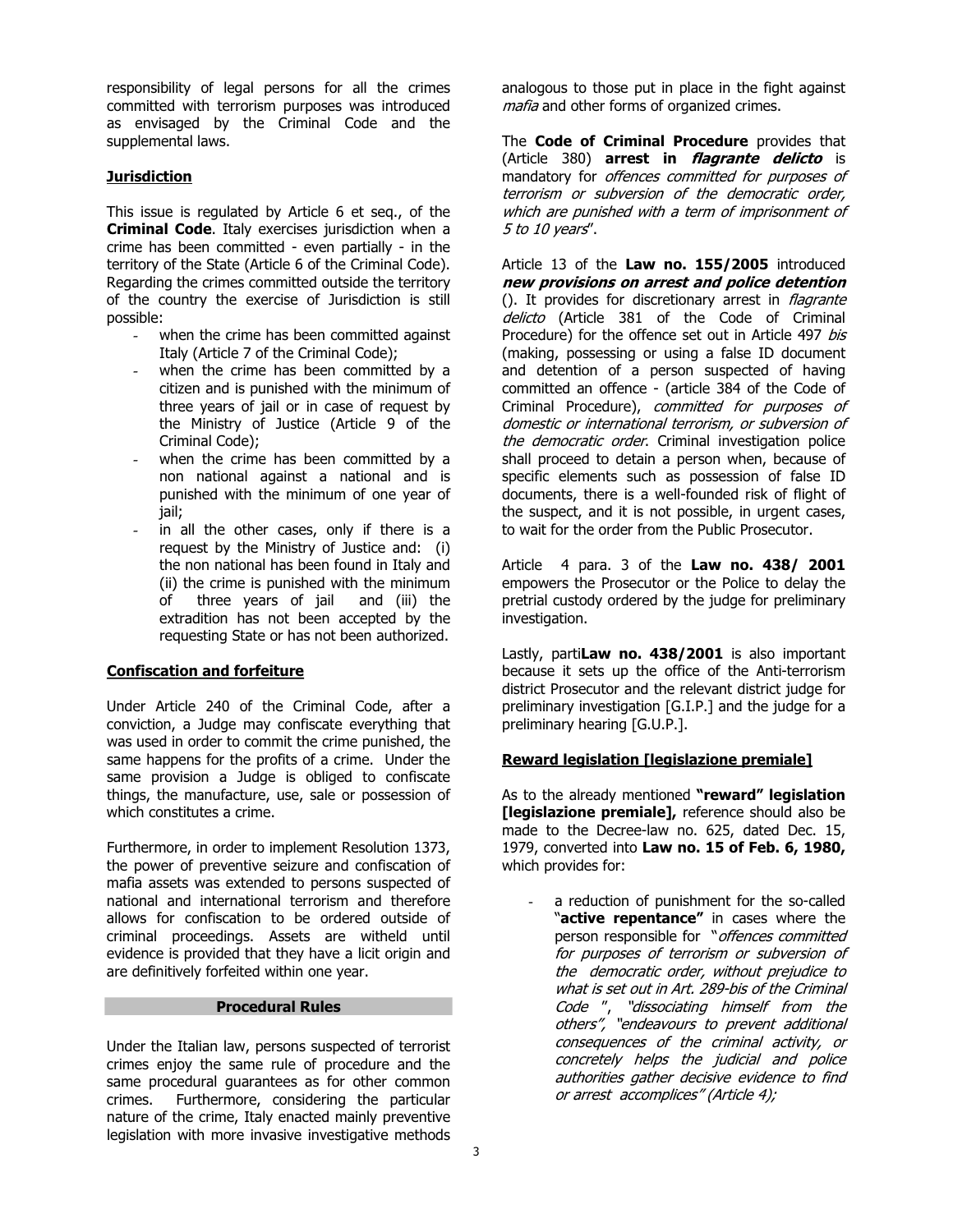responsibility of legal persons for all the crimes committed with terrorism purposes was introduced as envisaged by the Criminal Code and the supplemental laws.

**Jurisdiction**

This issue is regulated by Article 6 et seq., of the **Criminal Code**. Italy exercises jurisdiction when a crime has been committed - even partially - in the territory of the State (Article 6 of the Criminal Code). Regarding the crimes committed outside the territory of the country the exercise of Jurisdiction is still possible:

- when the crime has been committed against Italy (Article 7 of the Criminal Code);
- when the crime has been committed by a citizen and is punished with the minimum of three years of jail or in case of request by the Ministry of Justice (Article 9 of the Criminal Code);
- when the crime has been committed by a non national against a national and is punished with the minimum of one year of jail;
- in all the other cases, only if there is a request by the Ministry of Justice and: (i) the non national has been found in Italy and (ii) the crime is punished with the minimum of three years of jail and (iii) the extradition has not been accepted by the requesting State or has not been authorized.

**Confiscation and forfeiture**

Under Article 240 of the Criminal Code, after a conviction, a Judge may confiscate everything that was used in order to commit the crime punished, the same happens for the profits of a crime. Under the same provision a Judge is obliged to confiscate things, the manufacture, use, sale or possession of which constitutes a crime.

Furthermore, in order to implement Resolution 1373, the power of preventive seizure and confiscation of mafia assets was extended to persons suspected of national and international terrorism and therefore allows for confiscation to be ordered outside of criminal proceedings. Assets are witheld until evidence is provided that they have a licit origin and are definitively forfeited within one year.

## Procedural Rules

Under the Italian law, persons suspected of terrorist crimes enjoy the same rule of procedure and the same procedural guarantees as for other common crimes. Furthermore, considering the particular nature of the crime, Italy enacted mainly preventive legislation with more invasive investigative methods analogous to those put in place in the fight against *mafia* and other forms of organized crimes.

The **Code of Criminal Procedure** provides that (Article 380) **arrest in *flagrante delicto*** is mandatory for *offences committed for purposes of terrorism or subversion of the democratic order, which are punished with a term of imprisonment of 5 to 10 years*".

Article 13 of the **Law no. 155/2005** introduced ***new provisions on arrest and police detention*** (). It provides for discretionary arrest in *flagrante delicto* (Article 381 of the Code of Criminal Procedure) for the offence set out in Article 497 *bis* (making, possessing or using a false ID document and detention of a person suspected of having committed an offence - (article 384 of the Code of Criminal Procedure), *committed for purposes of domestic or international terrorism, or subversion of the democratic order*. Criminal investigation police shall proceed to detain a person when, because of specific elements such as possession of false ID documents, there is a well-founded risk of flight of the suspect, and it is not possible, in urgent cases, to wait for the order from the Public Prosecutor.

Article 4 para. 3 of the **Law no. 438/ 2001** empowers the Prosecutor or the Police to delay the pretrial custody ordered by the judge for preliminary investigation.

Lastly, parti**Law no. 438/2001** is also important because it sets up the office of the Anti-terrorism district Prosecutor and the relevant district judge for preliminary investigation [G.I.P.] and the judge for a preliminary hearing [G.U.P.].

**Reward legislation [legislazione premiale]**

As to the already mentioned **"reward" legislation [legislazione premiale],** reference should also be made to the Decree-law no. 625, dated Dec. 15, 1979, converted into **Law no. 15 of Feb. 6, 1980,** which provides for:

- a reduction of punishment for the so-called "**active repentance"** in cases where the person responsible for "*offences committed for purposes of terrorism or subversion of the democratic order, without prejudice to what is set out in Art. 289-bis of the Criminal Code* ", *"dissociating himself from the others", "endeavours to prevent additional consequences of the criminal activity, or concretely helps the judicial and police authorities gather decisive evidence to find or arrest accomplices" (Article 4);*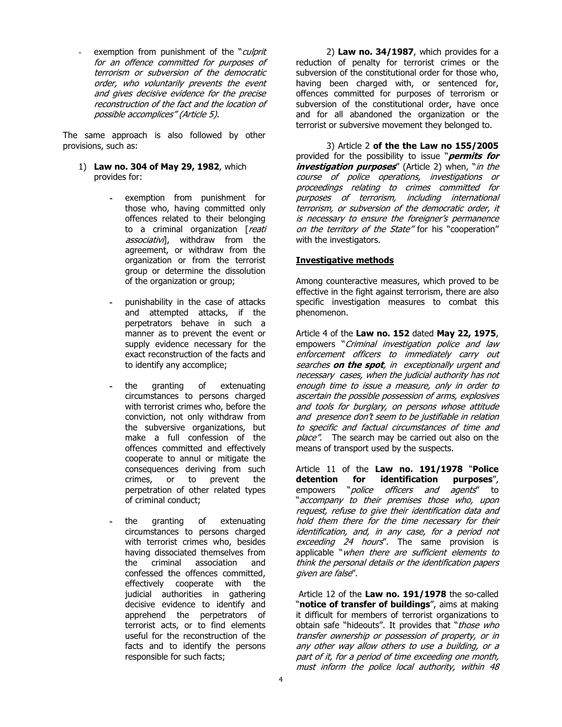- exemption from punishment of the "*culprit for an offence committed for purposes of terrorism or subversion of the democratic order, who voluntarily prevents the event and gives decisive evidence for the precise reconstruction of the fact and the location of possible accomplices" (Article 5).*

The same approach is also followed by other provisions, such as:

1) **Law no. 304 of May 29, 1982**, which provides for:

   - exemption from punishment for those who, having committed only offences related to their belonging to a criminal organization [*reati associativi*], withdraw from the agreement, or withdraw from the organization or from the terrorist group or determine the dissolution of the organization or group;

   - punishability in the case of attacks and attempted attacks, if the perpetrators behave in such a manner as to prevent the event or supply evidence necessary for the exact reconstruction of the facts and to identify any accomplice;

   - the granting of extenuating circumstances to persons charged with terrorist crimes who, before the conviction, not only withdraw from the subversive organizations, but make a full confession of the offences committed and effectively cooperate to annul or mitigate the consequences deriving from such crimes, or to prevent the perpetration of other related types of criminal conduct;

   - the granting of extenuating circumstances to persons charged with terrorist crimes who, besides having dissociated themselves from the criminal association and confessed the offences committed, effectively cooperate with the judicial authorities in gathering decisive evidence to identify and apprehend the perpetrators of terrorist acts, or to find elements useful for the reconstruction of the facts and to identify the persons responsible for such facts;

2) **Law no. 34/1987**, which provides for a reduction of penalty for terrorist crimes or the subversion of the constitutional order for those who, having been charged with, or sentenced for, offences committed for purposes of terrorism or subversion of the constitutional order, have once and for all abandoned the organization or the terrorist or subversive movement they belonged to.

3) Article 2 **of the the Law no 155/2005** provided for the possibility to issue "***permits for investigation purposes***" (Article 2) when, "*in the course of police operations, investigations or proceedings relating to crimes committed for purposes of terrorism, including international terrorism, or subversion of the democratic order, it is necessary to ensure the foreigner's permanence on the territory of the State"* for his "cooperation" with the investigators.

**Investigative methods**

Among counteractive measures, which proved to be effective in the fight against terrorism, there are also specific investigation measures to combat this phenomenon.

Article 4 of the **Law no. 152** dated **May 22, 1975**, empowers "*Criminal investigation police and law enforcement officers to immediately carry out searches* ***on the spot****, in exceptionally urgent and necessary cases, when the judicial authority has not enough time to issue a measure, only in order to ascertain the possible possession of arms, explosives and tools for burglary, on persons whose attitude and presence don't seem to be justifiable in relation to specific and factual circumstances of time and place".* The search may be carried out also on the means of transport used by the suspects.

Article 11 of the **Law no. 191/1978** "**Police detention for identification purposes**", empowers "*police officers and agents*" to "*accompany to their premises those who, upon request, refuse to give their identification data and hold them there for the time necessary for their identification, and, in any case, for a period not exceeding 24 hours*". The same provision is applicable "*when there are sufficient elements to think the personal details or the identification papers given are false*".

Article 12 of the **Law no. 191/1978** the so-called "**notice of transfer of buildings**", aims at making it difficult for members of terrorist organizations to obtain safe "hideouts". It provides that "*those who transfer ownership or possession of property, or in any other way allow others to use a building, or a part of it, for a period of time exceeding one month, must inform the police local authority, within 48*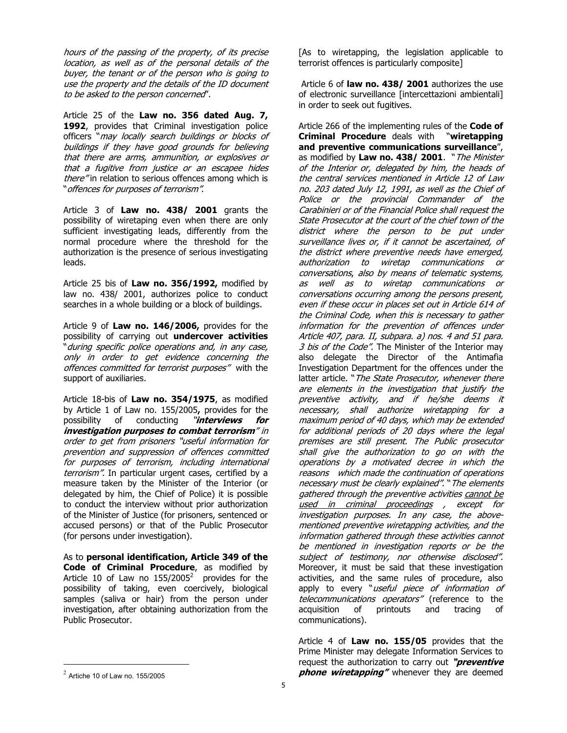*hours of the passing of the property, of its precise location, as well as of the personal details of the buyer, the tenant or of the person who is going to use the property and the details of the ID document to be asked to the person concerned*".

Article 25 of the **Law no. 356 dated Aug. 7, 1992**, provides that Criminal investigation police officers "*may locally search buildings or blocks of buildings if they have good grounds for believing that there are arms, ammunition, or explosives or that a fugitive from justice or an escapee hides there"* in relation to serious offences among which is "*offences for purposes of terrorism"*.

Article 3 of **Law no. 438/ 2001** grants the possibility of wiretaping even when there are only sufficient investigating leads, differently from the normal procedure where the threshold for the authorization is the presence of serious investigating leads.

Article 25 bis of **Law no. 356/1992,** modified by law no. 438/ 2001, authorizes police to conduct searches in a whole building or a block of buildings.

Article 9 of **Law no. 146/2006,** provides for the possibility of carrying out **undercover activities** "*during specific police operations and, in any case, only in order to get evidence concerning the offences committed for terrorist purposes"* with the support of auxiliaries.

Article 18-bis of **Law no. 354/1975**, as modified by Article 1 of Law no. 155/2005**,** provides for the possibility of conducting ***"interviews for investigation purposes to combat terrorism"*** *in order to get from prisoners "useful information for prevention and suppression of offences committed for purposes of terrorism, including international terrorism"*. In particular urgent cases, certified by a measure taken by the Minister of the Interior (or delegated by him, the Chief of Police) it is possible to conduct the interview without prior authorization of the Minister of Justice (for prisoners, sentenced or accused persons) or that of the Public Prosecutor (for persons under investigation).

As to **personal identification, Article 349 of the Code of Criminal Procedure**, as modified by Article 10 of Law no 155/2005[2] provides for the possibility of taking, even coercively, biological samples (saliva or hair) from the person under investigation, after obtaining authorization from the Public Prosecutor.

[As to wiretapping, the legislation applicable to terrorist offences is particularly composite]

Article 6 of **law no. 438/ 2001** authorizes the use of electronic surveillance [intercettazioni ambientali] in order to seek out fugitives.

Article 266 of the implementing rules of the **Code of Criminal Procedure** deals with "**wiretapping and preventive communications surveillance**", as modified by **Law no. 438/ 2001**. "*The Minister of the Interior or, delegated by him, the heads of the central services mentioned in Article 12 of Law no. 203 dated July 12, 1991, as well as the Chief of Police or the provincial Commander of the Carabinieri or of the Financial Police shall request the State Prosecutor at the court of the chief town of the district where the person to be put under surveillance lives or, if it cannot be ascertained, of the district where preventive needs have emerged, authorization to wiretap communications or conversations, also by means of telematic systems, as well as to wiretap communications or conversations occurring among the persons present, even if these occur in places set out in Article 614 of the Criminal Code, when this is necessary to gather information for the prevention of offences under Article 407, para. II, subpara. a) nos. 4 and 51 para. 3 bis of the Code"*. The Minister of the Interior may also delegate the Director of the Antimafia Investigation Department for the offences under the latter article. "*The State Prosecutor, whenever there are elements in the investigation that justify the preventive activity, and if he/she deems it necessary, shall authorize wiretapping for a maximum period of 40 days, which may be extended for additional periods of 20 days where the legal premises are still present. The Public prosecutor shall give the authorization to go on with the operations by a motivated decree in which the reasons which made the continuation of operations necessary must be clearly explained".* "*The elements gathered through the preventive activities cannot be used in criminal proceedings , except for investigation purposes. In any case, the above-mentioned preventive wiretapping activities, and the information gathered through these activities cannot be mentioned in investigation reports or be the subject of testimony, nor otherwise disclosed".* Moreover, it must be said that these investigation activities, and the same rules of procedure, also apply to every "*useful piece of information of telecommunications operators"* (reference to the acquisition of printouts and tracing of communications).

Article 4 of **Law no. 155/05** provides that the Prime Minister may delegate Information Services to request the authorization to carry out ***"preventive phone wiretapping"*** whenever they are deemed

[2] Artiche 10 of Law no. 155/2005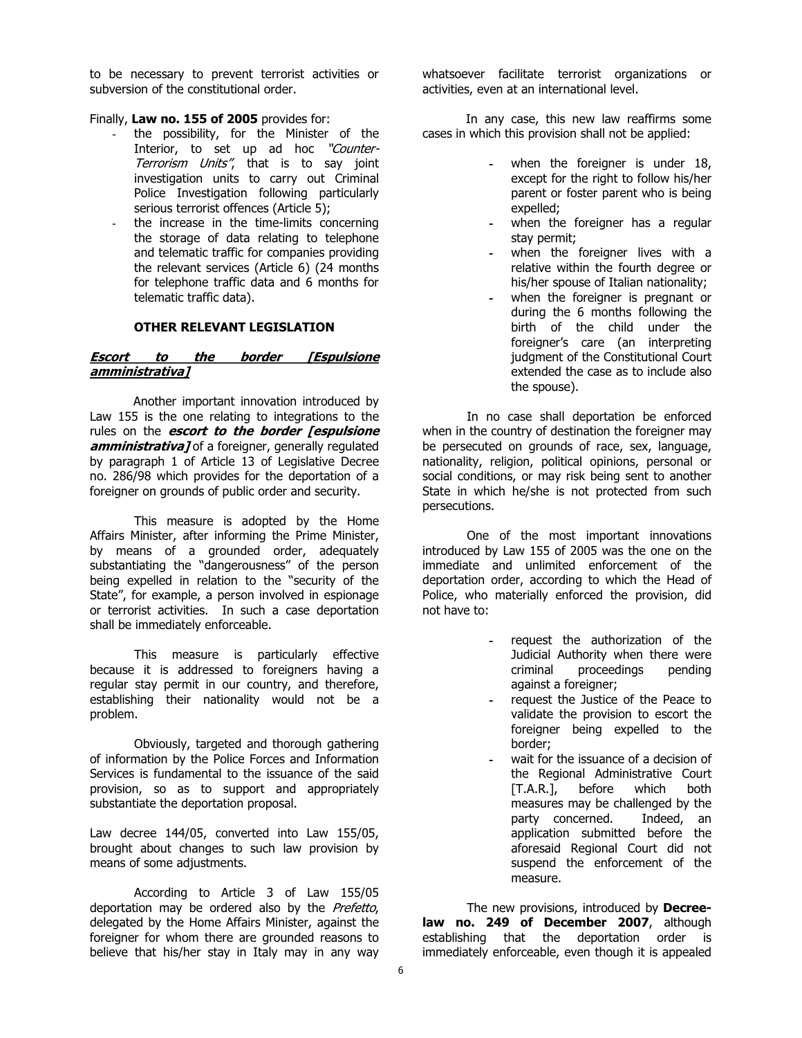to be necessary to prevent terrorist activities or subversion of the constitutional order.

Finally, **Law no. 155 of 2005** provides for:

- the possibility, for the Minister of the Interior, to set up ad hoc *"Counter-Terrorism Units"*, that is to say joint investigation units to carry out Criminal Police Investigation following particularly serious terrorist offences (Article 5);
- the increase in the time-limits concerning the storage of data relating to telephone and telematic traffic for companies providing the relevant services (Article 6) (24 months for telephone traffic data and 6 months for telematic traffic data).

### OTHER RELEVANT LEGISLATION

#### ***Escort to the border [Espulsione amministrativa]***

Another important innovation introduced by Law 155 is the one relating to integrations to the rules on the ***escort to the border [espulsione amministrativa]*** of a foreigner, generally regulated by paragraph 1 of Article 13 of Legislative Decree no. 286/98 which provides for the deportation of a foreigner on grounds of public order and security.

This measure is adopted by the Home Affairs Minister, after informing the Prime Minister, by means of a grounded order, adequately substantiating the "dangerousness" of the person being expelled in relation to the "security of the State", for example, a person involved in espionage or terrorist activities. In such a case deportation shall be immediately enforceable.

This measure is particularly effective because it is addressed to foreigners having a regular stay permit in our country, and therefore, establishing their nationality would not be a problem.

Obviously, targeted and thorough gathering of information by the Police Forces and Information Services is fundamental to the issuance of the said provision, so as to support and appropriately substantiate the deportation proposal.

Law decree 144/05, converted into Law 155/05, brought about changes to such law provision by means of some adjustments.

According to Article 3 of Law 155/05 deportation may be ordered also by the *Prefetto*, delegated by the Home Affairs Minister, against the foreigner for whom there are grounded reasons to believe that his/her stay in Italy may in any way whatsoever facilitate terrorist organizations or activities, even at an international level.

In any case, this new law reaffirms some cases in which this provision shall not be applied:

- when the foreigner is under 18, except for the right to follow his/her parent or foster parent who is being expelled;
- when the foreigner has a regular stay permit;
- when the foreigner lives with a relative within the fourth degree or his/her spouse of Italian nationality;
- when the foreigner is pregnant or during the 6 months following the birth of the child under the foreigner's care (an interpreting judgment of the Constitutional Court extended the case as to include also the spouse).

In no case shall deportation be enforced when in the country of destination the foreigner may be persecuted on grounds of race, sex, language, nationality, religion, political opinions, personal or social conditions, or may risk being sent to another State in which he/she is not protected from such persecutions.

One of the most important innovations introduced by Law 155 of 2005 was the one on the immediate and unlimited enforcement of the deportation order, according to which the Head of Police, who materially enforced the provision, did not have to:

- request the authorization of the Judicial Authority when there were criminal proceedings pending against a foreigner;
- request the Justice of the Peace to validate the provision to escort the foreigner being expelled to the border;
- wait for the issuance of a decision of the Regional Administrative Court [T.A.R.], before which both measures may be challenged by the party concerned. Indeed, an application submitted before the aforesaid Regional Court did not suspend the enforcement of the measure.

The new provisions, introduced by **Decree-law no. 249 of December 2007**, although establishing that the deportation order is immediately enforceable, even though it is appealed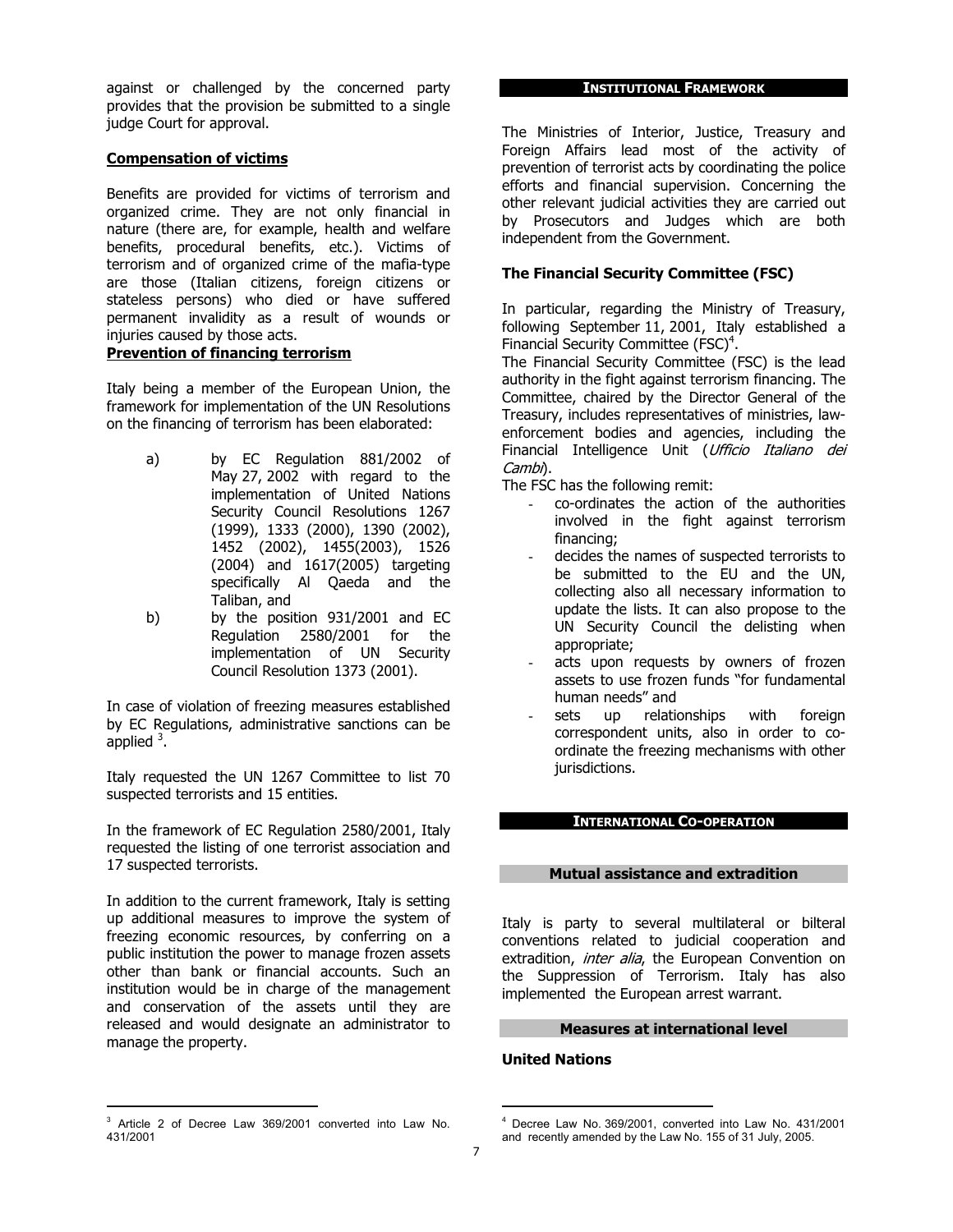against or challenged by the concerned party provides that the provision be submitted to a single judge Court for approval.

**Compensation of victims**

Benefits are provided for victims of terrorism and organized crime. They are not only financial in nature (there are, for example, health and welfare benefits, procedural benefits, etc.). Victims of terrorism and of organized crime of the mafia-type are those (Italian citizens, foreign citizens or stateless persons) who died or have suffered permanent invalidity as a result of wounds or injuries caused by those acts.

**Prevention of financing terrorism**

Italy being a member of the European Union, the framework for implementation of the UN Resolutions on the financing of terrorism has been elaborated:

a) by EC Regulation 881/2002 of May 27, 2002 with regard to the implementation of United Nations Security Council Resolutions 1267 (1999), 1333 (2000), 1390 (2002), 1452 (2002), 1455(2003), 1526 (2004) and 1617(2005) targeting specifically Al Qaeda and the Taliban, and

b) by the position 931/2001 and EC Regulation 2580/2001 for the implementation of UN Security Council Resolution 1373 (2001).

In case of violation of freezing measures established by EC Regulations, administrative sanctions can be applied [3].

Italy requested the UN 1267 Committee to list 70 suspected terrorists and 15 entities.

In the framework of EC Regulation 2580/2001, Italy requested the listing of one terrorist association and 17 suspected terrorists.

In addition to the current framework, Italy is setting up additional measures to improve the system of freezing economic resources, by conferring on a public institution the power to manage frozen assets other than bank or financial accounts. Such an institution would be in charge of the management and conservation of the assets until they are released and would designate an administrator to manage the property.

## INSTITUTIONAL FRAMEWORK

The Ministries of Interior, Justice, Treasury and Foreign Affairs lead most of the activity of prevention of terrorist acts by coordinating the police efforts and financial supervision. Concerning the other relevant judicial activities they are carried out by Prosecutors and Judges which are both independent from the Government.

**The Financial Security Committee (FSC)**

In particular, regarding the Ministry of Treasury, following September 11, 2001, Italy established a Financial Security Committee (FSC)[4].

The Financial Security Committee (FSC) is the lead authority in the fight against terrorism financing. The Committee, chaired by the Director General of the Treasury, includes representatives of ministries, law-enforcement bodies and agencies, including the Financial Intelligence Unit (*Ufficio Italiano dei Cambi*).

The FSC has the following remit:

- co-ordinates the action of the authorities involved in the fight against terrorism financing;
- decides the names of suspected terrorists to be submitted to the EU and the UN, collecting also all necessary information to update the lists. It can also propose to the UN Security Council the delisting when appropriate;
- acts upon requests by owners of frozen assets to use frozen funds "for fundamental human needs" and
- sets up relationships with foreign correspondent units, also in order to co-ordinate the freezing mechanisms with other jurisdictions.

## INTERNATIONAL CO-OPERATION

### Mutual assistance and extradition

Italy is party to several multilateral or bilteral conventions related to judicial cooperation and extradition, *inter alia*, the European Convention on the Suppression of Terrorism. Italy has also implemented the European arrest warrant.

### Measures at international level

**United Nations**

---

[3] Article 2 of Decree Law 369/2001 converted into Law No. 431/2001

[4] Decree Law No. 369/2001, converted into Law No. 431/2001 and recently amended by the Law No. 155 of 31 July, 2005.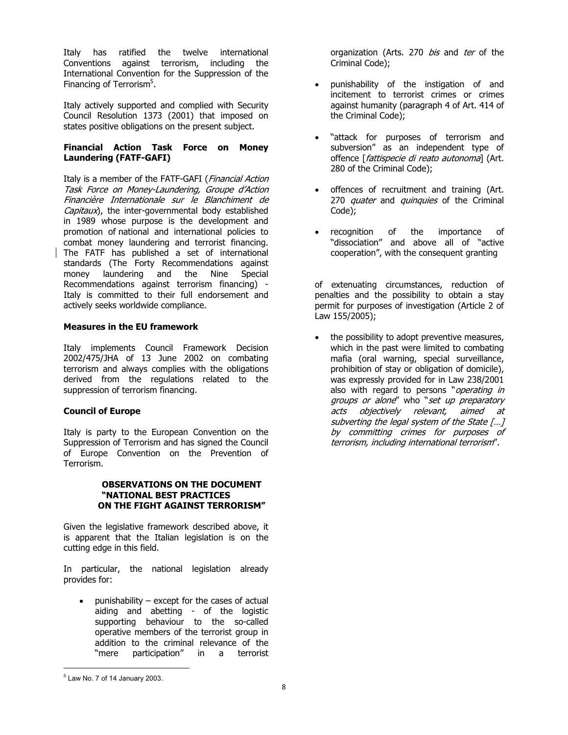Italy has ratified the twelve international Conventions against terrorism, including the International Convention for the Suppression of the Financing of Terrorism[5].

Italy actively supported and complied with Security Council Resolution 1373 (2001) that imposed on states positive obligations on the present subject.

**Financial Action Task Force on Money Laundering (FATF-GAFI)**

Italy is a member of the FATF-GAFI (*Financial Action Task Force on Money-Laundering, Groupe d'Action Financière Internationale sur le Blanchiment de Capitaux*), the inter-governmental body established in 1989 whose purpose is the development and promotion of national and international policies to combat money laundering and terrorist financing. The FATF has published a set of international standards (The Forty Recommendations against money laundering and the Nine Special Recommendations against terrorism financing) - Italy is committed to their full endorsement and actively seeks worldwide compliance.

**Measures in the EU framework**

Italy implements Council Framework Decision 2002/475/JHA of 13 June 2002 on combating terrorism and always complies with the obligations derived from the regulations related to the suppression of terrorism financing.

**Council of Europe**

Italy is party to the European Convention on the Suppression of Terrorism and has signed the Council of Europe Convention on the Prevention of Terrorism.

**OBSERVATIONS ON THE DOCUMENT "NATIONAL BEST PRACTICES ON THE FIGHT AGAINST TERRORISM"**

Given the legislative framework described above, it is apparent that the Italian legislation is on the cutting edge in this field.

In particular, the national legislation already provides for:

- punishability – except for the cases of actual aiding and abetting - of the logistic supporting behaviour to the so-called operative members of the terrorist group in addition to the criminal relevance of the "mere participation" in a terrorist organization (Arts. 270 *bis* and *ter* of the Criminal Code);
- punishability of the instigation of and incitement to terrorist crimes or crimes against humanity (paragraph 4 of Art. 414 of the Criminal Code);
- "attack for purposes of terrorism and subversion" as an independent type of offence [*fattispecie di reato autonoma*] (Art. 280 of the Criminal Code);
- offences of recruitment and training (Art. 270 *quater* and *quinquies* of the Criminal Code);
- recognition of the importance of "dissociation" and above all of "active cooperation", with the consequent granting of extenuating circumstances, reduction of penalties and the possibility to obtain a stay permit for purposes of investigation (Article 2 of Law 155/2005);
- the possibility to adopt preventive measures, which in the past were limited to combating mafia (oral warning, special surveillance, prohibition of stay or obligation of domicile), was expressly provided for in Law 238/2001 also with regard to persons "*operating in groups or alone*" who "*set up preparatory acts objectively relevant, aimed at subverting the legal system of the State […] by committing crimes for purposes of terrorism, including international terrorism*".

[5] Law No. 7 of 14 January 2003.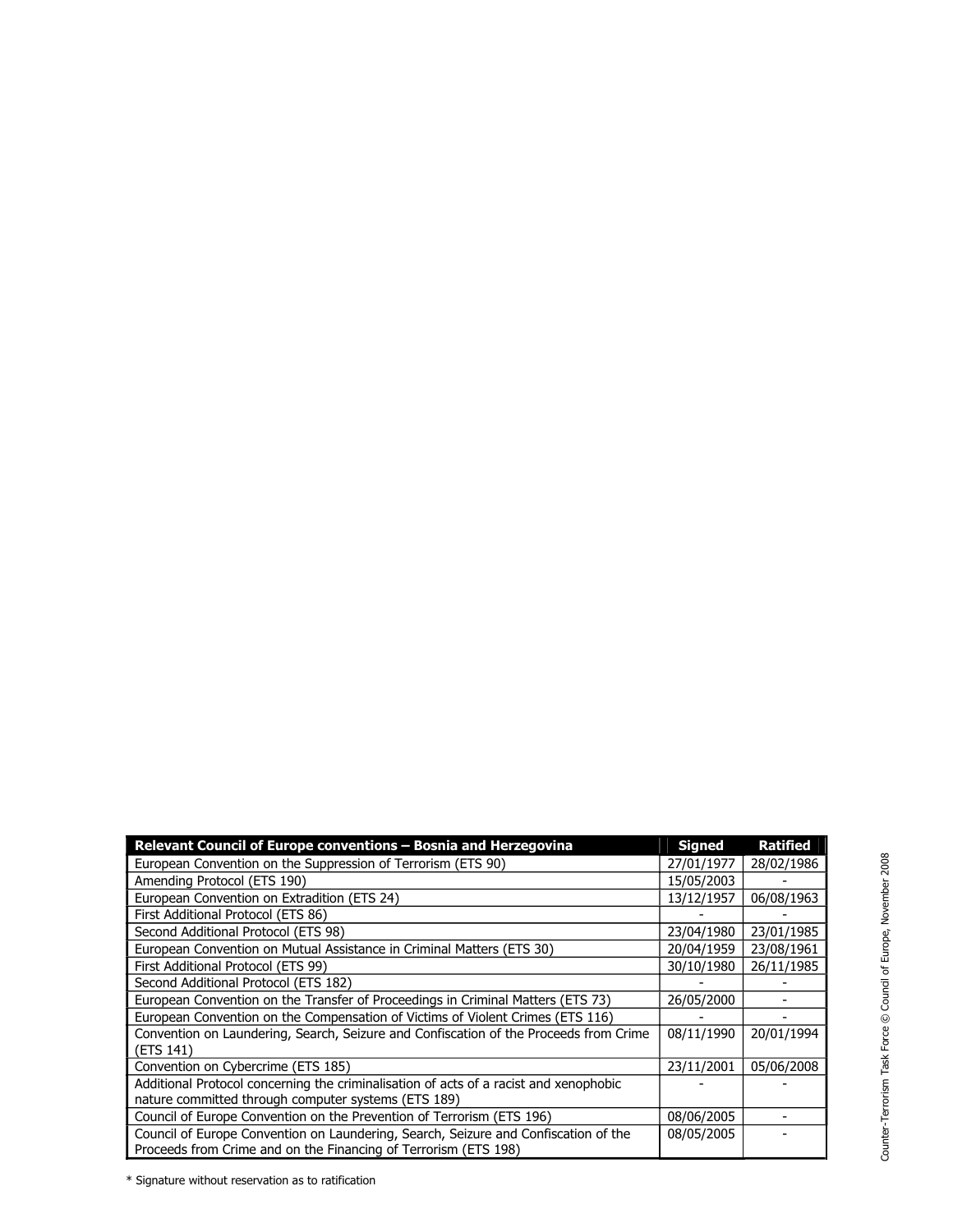| Relevant Council of Europe conventions – Bosnia and Herzegovina | Signed | Ratified |
| --- | --- | --- |
| European Convention on the Suppression of Terrorism (ETS 90) | 27/01/1977 | 28/02/1986 |
| Amending Protocol (ETS 190) | 15/05/2003 | - |
| European Convention on Extradition (ETS 24) | 13/12/1957 | 06/08/1963 |
| First Additional Protocol (ETS 86) | - | - |
| Second Additional Protocol (ETS 98) | 23/04/1980 | 23/01/1985 |
| European Convention on Mutual Assistance in Criminal Matters (ETS 30) | 20/04/1959 | 23/08/1961 |
| First Additional Protocol (ETS 99) | 30/10/1980 | 26/11/1985 |
| Second Additional Protocol (ETS 182) | - | - |
| European Convention on the Transfer of Proceedings in Criminal Matters (ETS 73) | 26/05/2000 | - |
| European Convention on the Compensation of Victims of Violent Crimes (ETS 116) | - | - |
| Convention on Laundering, Search, Seizure and Confiscation of the Proceeds from Crime (ETS 141) | 08/11/1990 | 20/01/1994 |
| Convention on Cybercrime (ETS 185) | 23/11/2001 | 05/06/2008 |
| Additional Protocol concerning the criminalisation of acts of a racist and xenophobic nature committed through computer systems (ETS 189) | - | - |
| Council of Europe Convention on the Prevention of Terrorism (ETS 196) | 08/06/2005 | - |
| Council of Europe Convention on Laundering, Search, Seizure and Confiscation of the Proceeds from Crime and on the Financing of Terrorism (ETS 198) | 08/05/2005 | - |

* Signature without reservation as to ratification

Counter-Terrorism Task Force © Council of Europe, November 2008